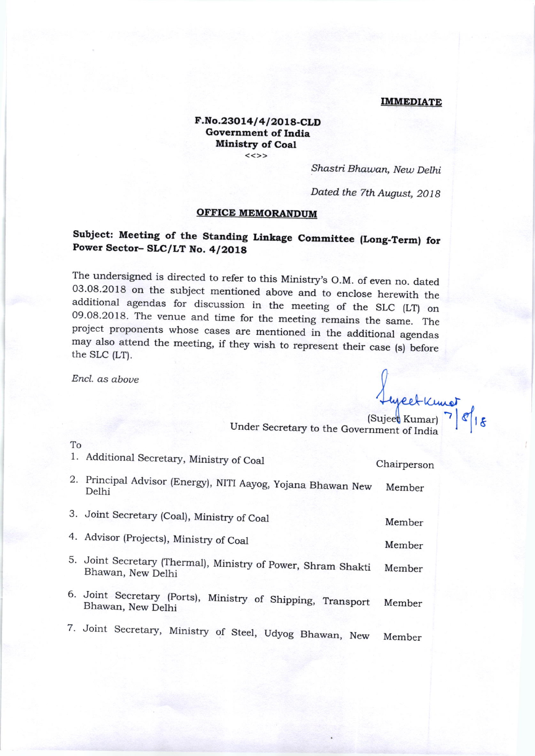**IMMEDIATE**

**F.No.23014/4/2018-CLD**
**Government of India**
**Ministry of Coal**
<<>>

*Shastri Bhawan, New Delhi*

*Dated the 7th August, 2018*

## OFFICE MEMORANDUM

**Subject: Meeting of the Standing Linkage Committee (Long-Term) for Power Sector– SLC/LT No. 4/2018**

The undersigned is directed to refer to this Ministry's O.M. of even no. dated 03.08.2018 on the subject mentioned above and to enclose herewith the additional agendas for discussion in the meeting of the SLC (LT) on 09.08.2018. The venue and time for the meeting remains the same. The project proponents whose cases are mentioned in the additional agendas may also attend the meeting, if they wish to represent their case (s) before the SLC (LT).

*Encl. as above*

Sujeet Kumar 7/8/18
(Sujeet Kumar)
Under Secretary to the Government of India

To

| | | |
|---|---|---|
| 1. | Additional Secretary, Ministry of Coal | Chairperson |
| 2. | Principal Advisor (Energy), NITI Aayog, Yojana Bhawan New Delhi | Member |
| 3. | Joint Secretary (Coal), Ministry of Coal | Member |
| 4. | Advisor (Projects), Ministry of Coal | Member |
| 5. | Joint Secretary (Thermal), Ministry of Power, Shram Shakti Bhawan, New Delhi | Member |
| 6. | Joint Secretary (Ports), Ministry of Shipping, Transport Bhawan, New Delhi | Member |
| 7. | Joint Secretary, Ministry of Steel, Udyog Bhawan, New | Member |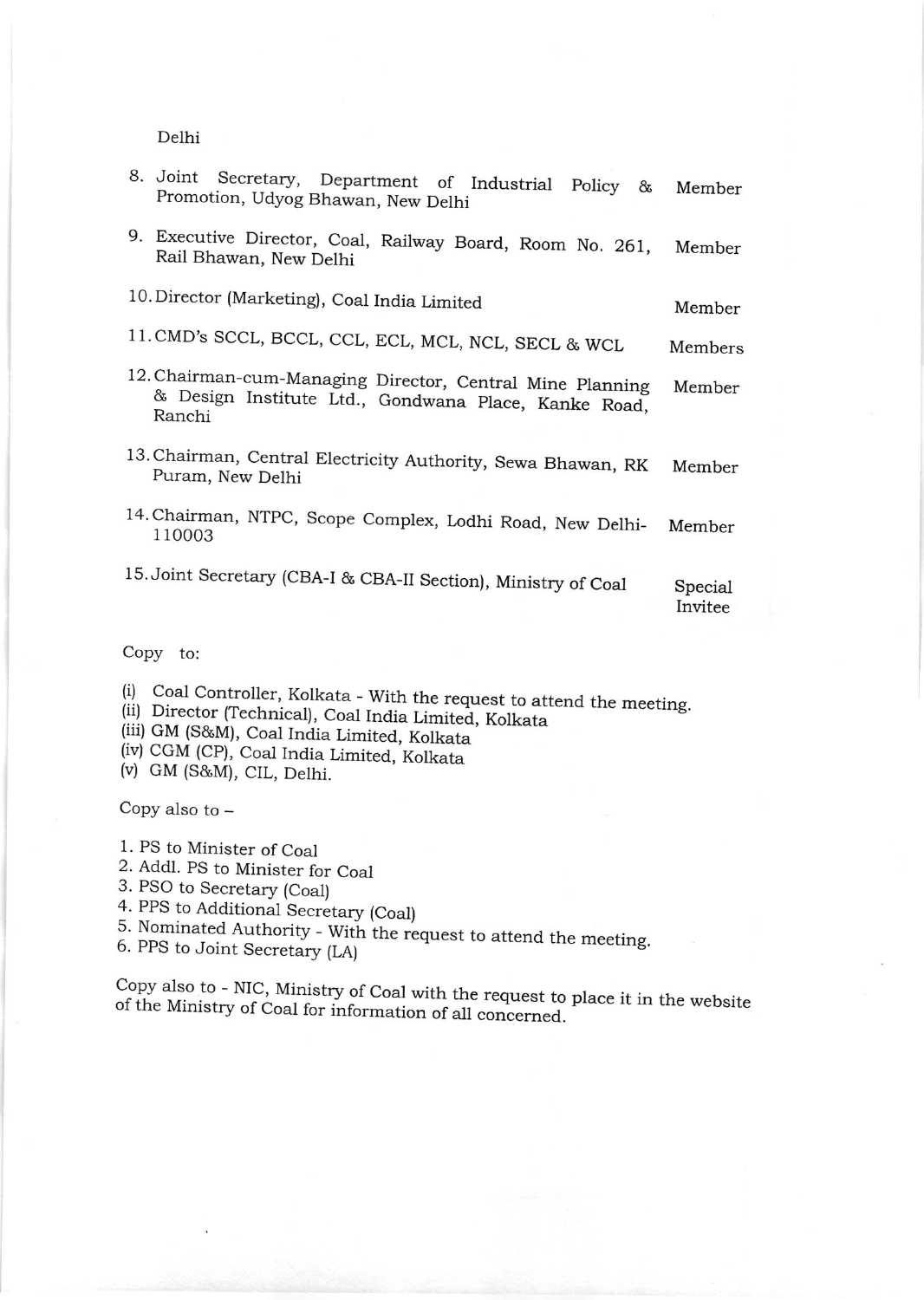Delhi

| | |
|---|---|
| 8. Joint Secretary, Department of Industrial Policy & Promotion, Udyog Bhawan, New Delhi | Member |
| 9. Executive Director, Coal, Railway Board, Room No. 261, Rail Bhawan, New Delhi | Member |
| 10. Director (Marketing), Coal India Limited | Member |
| 11. CMD's SCCL, BCCL, CCL, ECL, MCL, NCL, SECL & WCL | Members |
| 12. Chairman-cum-Managing Director, Central Mine Planning & Design Institute Ltd., Gondwana Place, Kanke Road, Ranchi | Member |
| 13. Chairman, Central Electricity Authority, Sewa Bhawan, RK Puram, New Delhi | Member |
| 14. Chairman, NTPC, Scope Complex, Lodhi Road, New Delhi-110003 | Member |
| 15. Joint Secretary (CBA-I & CBA-II Section), Ministry of Coal | Special Invitee |

Copy to:

(i) Coal Controller, Kolkata - With the request to attend the meeting.
(ii) Director (Technical), Coal India Limited, Kolkata
(iii) GM (S&M), Coal India Limited, Kolkata
(iv) CGM (CP), Coal India Limited, Kolkata
(v) GM (S&M), CIL, Delhi.

Copy also to –

1. PS to Minister of Coal
2. Addl. PS to Minister for Coal
3. PSO to Secretary (Coal)
4. PPS to Additional Secretary (Coal)
5. Nominated Authority - With the request to attend the meeting.
6. PPS to Joint Secretary (LA)

Copy also to - NIC, Ministry of Coal with the request to place it in the website of the Ministry of Coal for information of all concerned.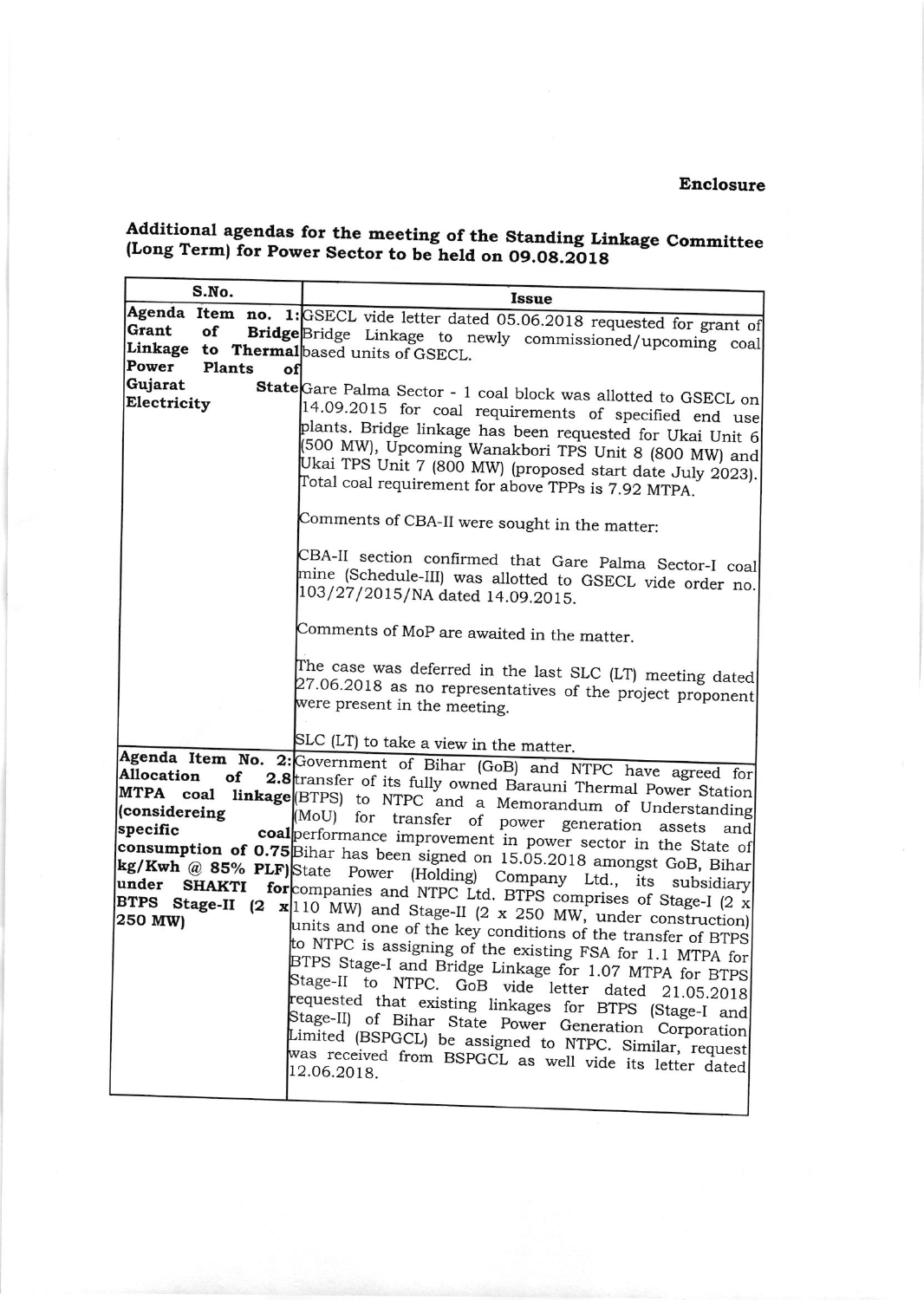**Enclosure**

## Additional agendas for the meeting of the Standing Linkage Committee (Long Term) for Power Sector to be held on 09.08.2018

| S.No. | Issue |
|---|---|
| **Agenda Item no. 1: Grant of Bridge Linkage to Thermal Power Plants of Gujarat State Electricity** | GSECL vide letter dated 05.06.2018 requested for grant of Bridge Linkage to newly commissioned/upcoming coal based units of GSECL.<br><br>Gare Palma Sector - 1 coal block was allotted to GSECL on 14.09.2015 for coal requirements of specified end use plants. Bridge linkage has been requested for Ukai Unit 6 (500 MW), Upcoming Wanakbori TPS Unit 8 (800 MW) and Ukai TPS Unit 7 (800 MW) (proposed start date July 2023). Total coal requirement for above TPPs is 7.92 MTPA.<br><br>Comments of CBA-II were sought in the matter:<br><br>CBA-II section confirmed that Gare Palma Sector-I coal mine (Schedule-III) was allotted to GSECL vide order no. 103/27/2015/NA dated 14.09.2015.<br><br>Comments of MoP are awaited in the matter.<br><br>The case was deferred in the last SLC (LT) meeting dated 27.06.2018 as no representatives of the project proponent were present in the meeting.<br><br>SLC (LT) to take a view in the matter. |
| **Agenda Item No. 2: Allocation of 2.8 MTPA coal linkage (considereing specific coal consumption of 0.75 kg/Kwh @ 85% PLF) under SHAKTI for BTPS Stage-II (2 x 250 MW)** | Government of Bihar (GoB) and NTPC have agreed for transfer of its fully owned Barauni Thermal Power Station (BTPS) to NTPC and a Memorandum of Understanding (MoU) for transfer of power generation assets and performance improvement in power sector in the State of Bihar has been signed on 15.05.2018 amongst GoB, Bihar State Power (Holding) Company Ltd., its subsidiary companies and NTPC Ltd. BTPS comprises of Stage-I (2 x 110 MW) and Stage-II (2 x 250 MW, under construction) units and one of the key conditions of the transfer of BTPS to NTPC is assigning of the existing FSA for 1.1 MTPA for BTPS Stage-I and Bridge Linkage for 1.07 MTPA for BTPS Stage-II to NTPC. GoB vide letter dated 21.05.2018 requested that existing linkages for BTPS (Stage-I and Stage-II) of Bihar State Power Generation Corporation Limited (BSPGCL) be assigned to NTPC. Similar, request was received from BSPGCL as well vide its letter dated 12.06.2018. |